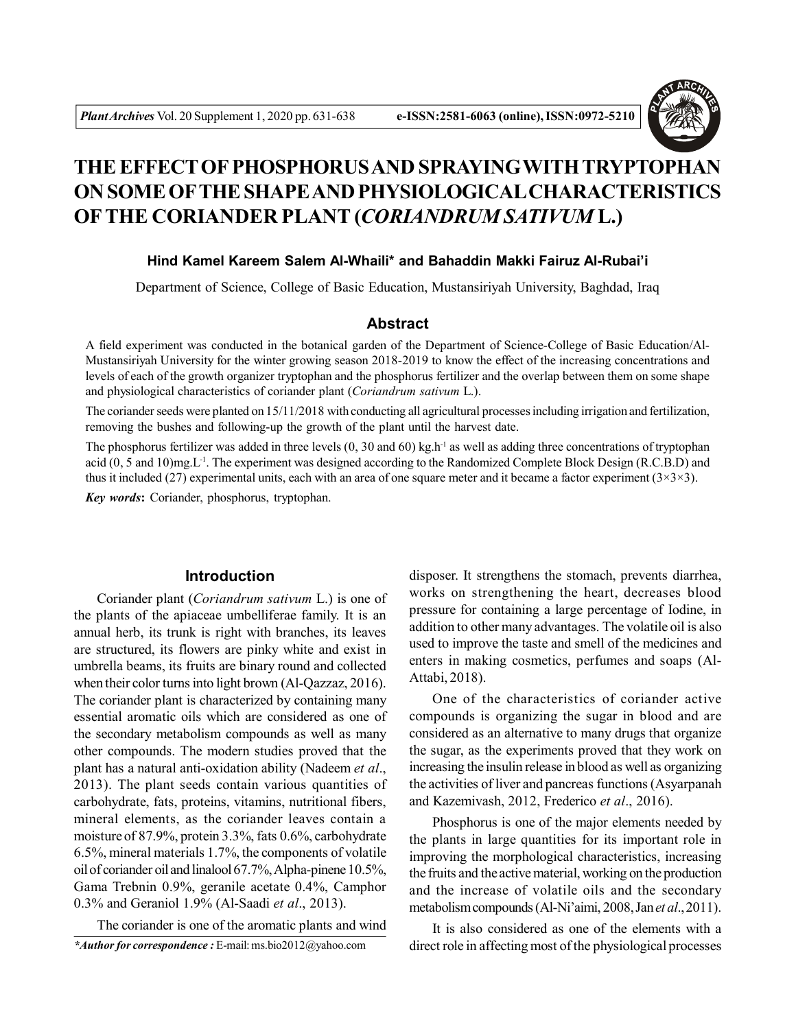# THE EFFECT OF PHOSPHORUS AND SPRAYING WITH TRYPTOPHAN ON SOME OF THE SHAPE AND PHYSIOLOGICAL CHARACTERISTICS OF THE CORIANDER PLANT (*CORIANDRUM SATIVUM* L.)

**Hind Kamel Kareem Salem Al-Whaili\* and Bahaddin Makki Fairuz Al-Rubai'i**

Department of Science, College of Basic Education, Mustansiriyah University, Baghdad, Iraq

## Abstract

A field experiment was conducted in the botanical garden of the Department of Science-College of Basic Education/Al-Mustansiriyah University for the winter growing season 2018-2019 to know the effect of the increasing concentrations and levels of each of the growth organizer tryptophan and the phosphorus fertilizer and the overlap between them on some shape and physiological characteristics of coriander plant (*Coriandrum sativum* L.).

The coriander seeds were planted on 15/11/2018 with conducting all agricultural processes including irrigation and fertilization, removing the bushes and following-up the growth of the plant until the harvest date.

The phosphorus fertilizer was added in three levels (0, 30 and 60) kg.h$^{-1}$ as well as adding three concentrations of tryptophan acid (0, 5 and 10)mg.L$^{-1}$. The experiment was designed according to the Randomized Complete Block Design (R.C.B.D) and thus it included (27) experimental units, each with an area of one square meter and it became a factor experiment (3×3×3).

***Key words*:** Coriander, phosphorus, tryptophan.

## Introduction

Coriander plant (*Coriandrum sativum* L.) is one of the plants of the apiaceae umbelliferae family. It is an annual herb, its trunk is right with branches, its leaves are structured, its flowers are pinky white and exist in umbrella beams, its fruits are binary round and collected when their color turns into light brown (Al-Qazzaz, 2016). The coriander plant is characterized by containing many essential aromatic oils which are considered as one of the secondary metabolism compounds as well as many other compounds. The modern studies proved that the plant has a natural anti-oxidation ability (Nadeem *et al*., 2013). The plant seeds contain various quantities of carbohydrate, fats, proteins, vitamins, nutritional fibers, mineral elements, as the coriander leaves contain a moisture of 87.9%, protein 3.3%, fats 0.6%, carbohydrate 6.5%, mineral materials 1.7%, the components of volatile oil of coriander oil and linalool 67.7%, Alpha-pinene 10.5%, Gama Trebnin 0.9%, geranile acetate 0.4%, Camphor 0.3% and Geraniol 1.9% (Al-Saadi *et al*., 2013).

The coriander is one of the aromatic plants and wind disposer. It strengthens the stomach, prevents diarrhea, works on strengthening the heart, decreases blood pressure for containing a large percentage of Iodine, in addition to other many advantages. The volatile oil is also used to improve the taste and smell of the medicines and enters in making cosmetics, perfumes and soaps (Al-Attabi, 2018).

One of the characteristics of coriander active compounds is organizing the sugar in blood and are considered as an alternative to many drugs that organize the sugar, as the experiments proved that they work on increasing the insulin release in blood as well as organizing the activities of liver and pancreas functions (Asyarpanah and Kazemivash, 2012, Frederico *et al*., 2016).

Phosphorus is one of the major elements needed by the plants in large quantities for its important role in improving the morphological characteristics, increasing the fruits and the active material, working on the production and the increase of volatile oils and the secondary metabolism compounds (Al-Ni'aimi, 2008, Jan *et al*., 2011).

It is also considered as one of the elements with a direct role in affecting most of the physiological processes

*\*Author for correspondence :* E-mail: ms.bio2012@yahoo.com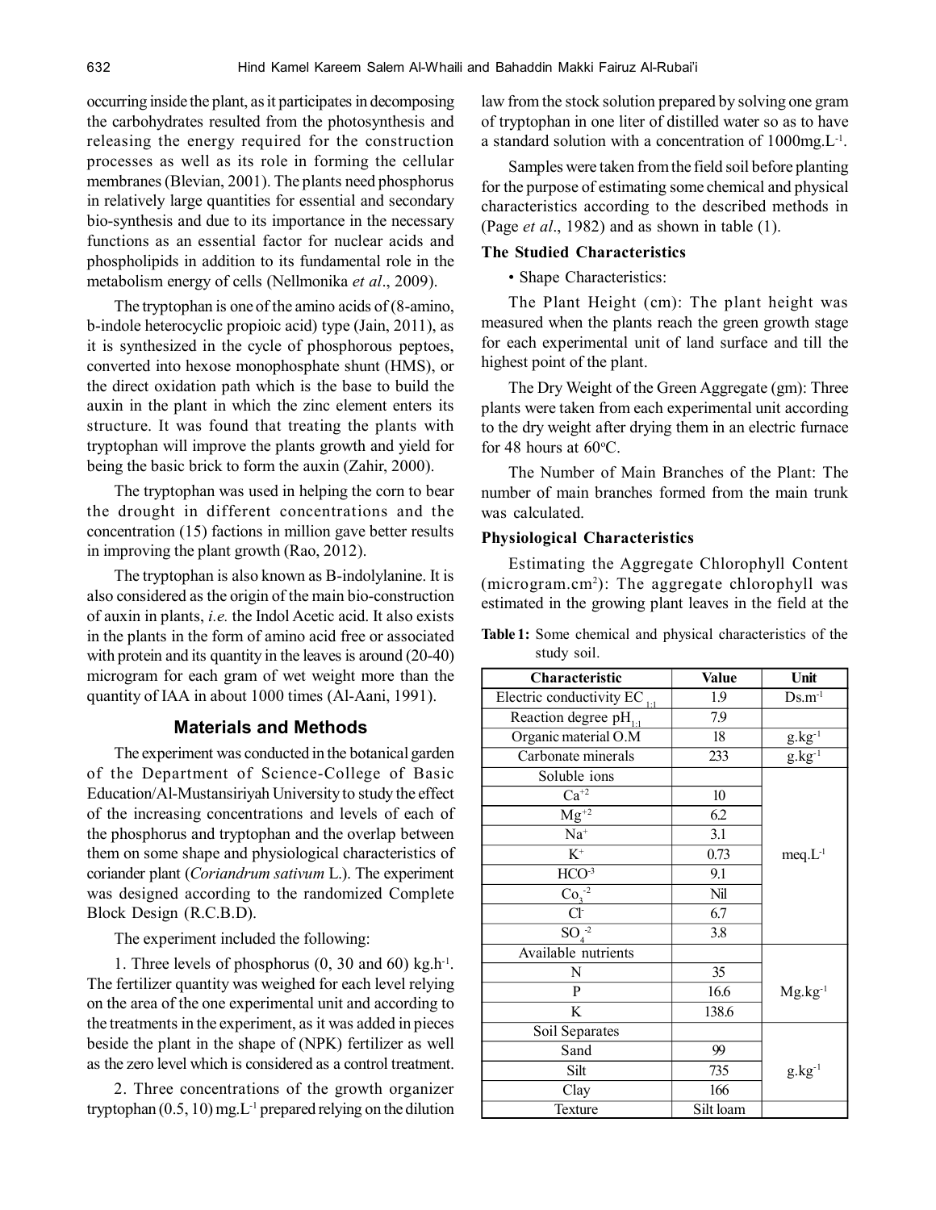occurring inside the plant, as it participates in decomposing the carbohydrates resulted from the photosynthesis and releasing the energy required for the construction processes as well as its role in forming the cellular membranes (Blevian, 2001). The plants need phosphorus in relatively large quantities for essential and secondary bio-synthesis and due to its importance in the necessary functions as an essential factor for nuclear acids and phospholipids in addition to its fundamental role in the metabolism energy of cells (Nellmonika *et al*., 2009).

The tryptophan is one of the amino acids of (8-amino, b-indole heterocyclic propioic acid) type (Jain, 2011), as it is synthesized in the cycle of phosphorous peptoes, converted into hexose monophosphate shunt (HMS), or the direct oxidation path which is the base to build the auxin in the plant in which the zinc element enters its structure. It was found that treating the plants with tryptophan will improve the plants growth and yield for being the basic brick to form the auxin (Zahir, 2000).

The tryptophan was used in helping the corn to bear the drought in different concentrations and the concentration (15) factions in million gave better results in improving the plant growth (Rao, 2012).

The tryptophan is also known as B-indolylanine. It is also considered as the origin of the main bio-construction of auxin in plants, *i.e.* the Indol Acetic acid. It also exists in the plants in the form of amino acid free or associated with protein and its quantity in the leaves is around (20-40) microgram for each gram of wet weight more than the quantity of IAA in about 1000 times (Al-Aani, 1991).

## Materials and Methods

The experiment was conducted in the botanical garden of the Department of Science-College of Basic Education/Al-Mustansiriyah University to study the effect of the increasing concentrations and levels of each of the phosphorus and tryptophan and the overlap between them on some shape and physiological characteristics of coriander plant (*Coriandrum sativum* L.). The experiment was designed according to the randomized Complete Block Design (R.C.B.D).

The experiment included the following:

1. Three levels of phosphorus (0, 30 and 60) $kg.h^{-1}$. The fertilizer quantity was weighed for each level relying on the area of the one experimental unit and according to the treatments in the experiment, as it was added in pieces beside the plant in the shape of (NPK) fertilizer as well as the zero level which is considered as a control treatment.

2. Three concentrations of the growth organizer tryptophan (0.5, 10) $mg.L^{-1}$ prepared relying on the dilution law from the stock solution prepared by solving one gram of tryptophan in one liter of distilled water so as to have a standard solution with a concentration of $1000 mg.L^{-1}$.

Samples were taken from the field soil before planting for the purpose of estimating some chemical and physical characteristics according to the described methods in (Page *et al*., 1982) and as shown in table (1).

### The Studied Characteristics

• Shape Characteristics:

The Plant Height (cm): The plant height was measured when the plants reach the green growth stage for each experimental unit of land surface and till the highest point of the plant.

The Dry Weight of the Green Aggregate (gm): Three plants were taken from each experimental unit according to the dry weight after drying them in an electric furnace for 48 hours at 60°C.

The Number of Main Branches of the Plant: The number of main branches formed from the main trunk was calculated.

### Physiological Characteristics

Estimating the Aggregate Chlorophyll Content ($microgram.cm^{2}$): The aggregate chlorophyll was estimated in the growing plant leaves in the field at the

**Table 1:** Some chemical and physical characteristics of the study soil.

| Characteristic | Value | Unit |
|---|---|---|
| Electric conductivity $EC_{1:1}$ | 1.9 | $Ds.m^{-1}$ |
| Reaction degree $pH_{1:1}$ | 7.9 | |
| Organic material O.M | 18 | $g.kg^{-1}$ |
| Carbonate minerals | 233 | $g.kg^{-1}$ |
| Soluble ions | | $meq.L^{-1}$ |
| $Ca^{+2}$ | 10 | |
| $Mg^{+2}$ | 6.2 | |
| $Na^{+}$ | 3.1 | |
| $K^{+}$ | 0.73 | |
| $HCO^{-3}$ | 9.1 | |
| $Co_3^{-2}$ | Nil | |
| $Cl^{-}$ | 6.7 | |
| $SO_4^{-2}$ | 3.8 | |
| Available nutrients | | $Mg.kg^{-1}$ |
| N | 35 | |
| P | 16.6 | |
| K | 138.6 | |
| Soil Separates | | $g.kg^{-1}$ |
| Sand | 99 | |
| Silt | 735 | |
| Clay | 166 | |
| Texture | Silt loam | |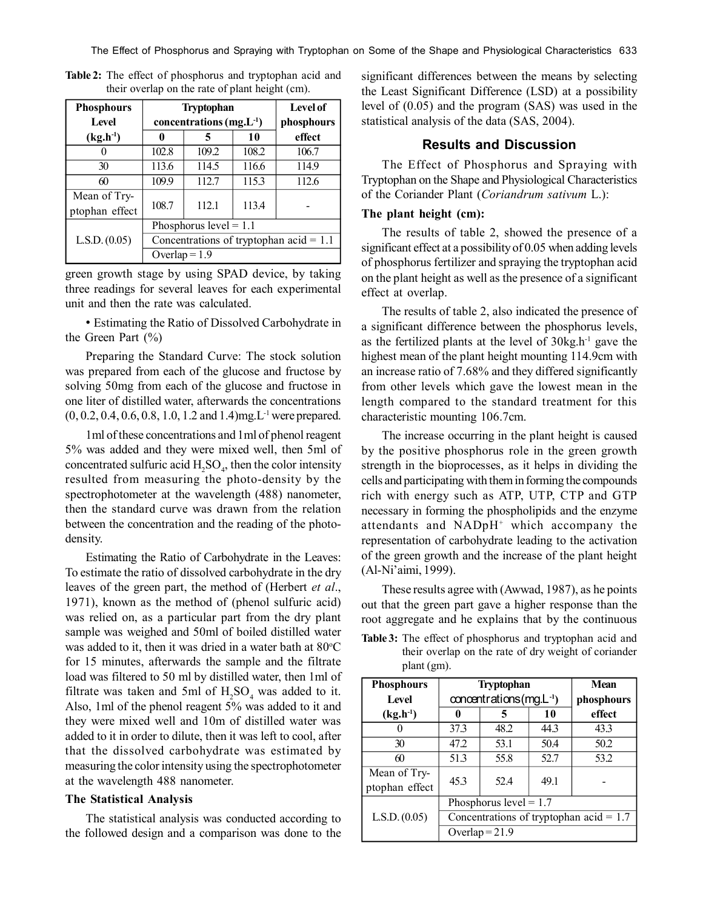**Table 2:** The effect of phosphorus and tryptophan acid and their overlap on the rate of plant height (cm).

| Phosphours Level ($kg.h^{-1}$) | Tryptophan concentrations ($mg.L^{-1}$) | | | Level of phosphours effect |
|---|---|---|---|---|
| | 0 | 5 | 10 | |
| 0 | 102.8 | 109.2 | 108.2 | 106.7 |
| 30 | 113.6 | 114.5 | 116.6 | 114.9 |
| 60 | 109.9 | 112.7 | 115.3 | 112.6 |
| Mean of Tryptophan effect | 108.7 | 112.1 | 113.4 | - |
| L.S.D. (0.05) | Phosphorus level = 1.1 | | | |
| | Concentrations of tryptophan acid = 1.1 | | | |
| | Overlap = 1.9 | | | |

green growth stage by using SPAD device, by taking three readings for several leaves for each experimental unit and then the rate was calculated.

- Estimating the Ratio of Dissolved Carbohydrate in the Green Part (%)

Preparing the Standard Curve: The stock solution was prepared from each of the glucose and fructose by solving 50mg from each of the glucose and fructose in one liter of distilled water, afterwards the concentrations (0, 0.2, 0.4, 0.6, 0.8, 1.0, 1.2 and 1.4)$mg.L^{-1}$ were prepared.

1ml of these concentrations and 1ml of phenol reagent 5% was added and they were mixed well, then 5ml of concentrated sulfuric acid $H_2SO_4$, then the color intensity resulted from measuring the photo-density by the spectrophotometer at the wavelength (488) nanometer, then the standard curve was drawn from the relation between the concentration and the reading of the photo-density.

Estimating the Ratio of Carbohydrate in the Leaves: To estimate the ratio of dissolved carbohydrate in the dry leaves of the green part, the method of (Herbert *et al*., 1971), known as the method of (phenol sulfuric acid) was relied on, as a particular part from the dry plant sample was weighed and 50ml of boiled distilled water was added to it, then it was dried in a water bath at 80°C for 15 minutes, afterwards the sample and the filtrate load was filtered to 50 ml by distilled water, then 1ml of filtrate was taken and 5ml of $H_2SO_4$ was added to it. Also, 1ml of the phenol reagent 5% was added to it and they were mixed well and 10m of distilled water was added to it in order to dilute, then it was left to cool, after that the dissolved carbohydrate was estimated by measuring the color intensity using the spectrophotometer at the wavelength 488 nanometer.

### The Statistical Analysis

The statistical analysis was conducted according to the followed design and a comparison was done to the significant differences between the means by selecting the Least Significant Difference (LSD) at a possibility level of (0.05) and the program (SAS) was used in the statistical analysis of the data (SAS, 2004).

## Results and Discussion

The Effect of Phosphorus and Spraying with Tryptophan on the Shape and Physiological Characteristics of the Coriander Plant (*Coriandrum sativum* L.):

### The plant height (cm):

The results of table 2, showed the presence of a significant effect at a possibility of 0.05 when adding levels of phosphorus fertilizer and spraying the tryptophan acid on the plant height as well as the presence of a significant effect at overlap.

The results of table 2, also indicated the presence of a significant difference between the phosphorus levels, as the fertilized plants at the level of $30kg.h^{-1}$ gave the highest mean of the plant height mounting 114.9cm with an increase ratio of 7.68% and they differed significantly from other levels which gave the lowest mean in the length compared to the standard treatment for this characteristic mounting 106.7cm.

The increase occurring in the plant height is caused by the positive phosphorus role in the green growth strength in the bioprocesses, as it helps in dividing the cells and participating with them in forming the compounds rich with energy such as ATP, UTP, CTP and GTP necessary in forming the phospholipids and the enzyme attendants and $NADpH^+$ which accompany the representation of carbohydrate leading to the activation of the green growth and the increase of the plant height (Al-Ni'aimi, 1999).

These results agree with (Awwad, 1987), as he points out that the green part gave a higher response than the root aggregate and he explains that by the continuous

**Table 3:** The effect of phosphorus and tryptophan acid and their overlap on the rate of dry weight of coriander plant (gm).

| Phosphours Level ($kg.h^{-1}$) | Tryptophan concentrations ($mg.L^{-1}$) | | | Mean phosphours effect |
|---|---|---|---|---|
| | 0 | 5 | 10 | |
| 0 | 37.3 | 48.2 | 44.3 | 43.3 |
| 30 | 47.2 | 53.1 | 50.4 | 50.2 |
| 60 | 51.3 | 55.8 | 52.7 | 53.2 |
| Mean of Tryptophan effect | 45.3 | 52.4 | 49.1 | - |
| L.S.D. (0.05) | Phosphorus level = 1.7 | | | |
| | Concentrations of tryptophan acid = 1.7 | | | |
| | Overlap = 21.9 | | | |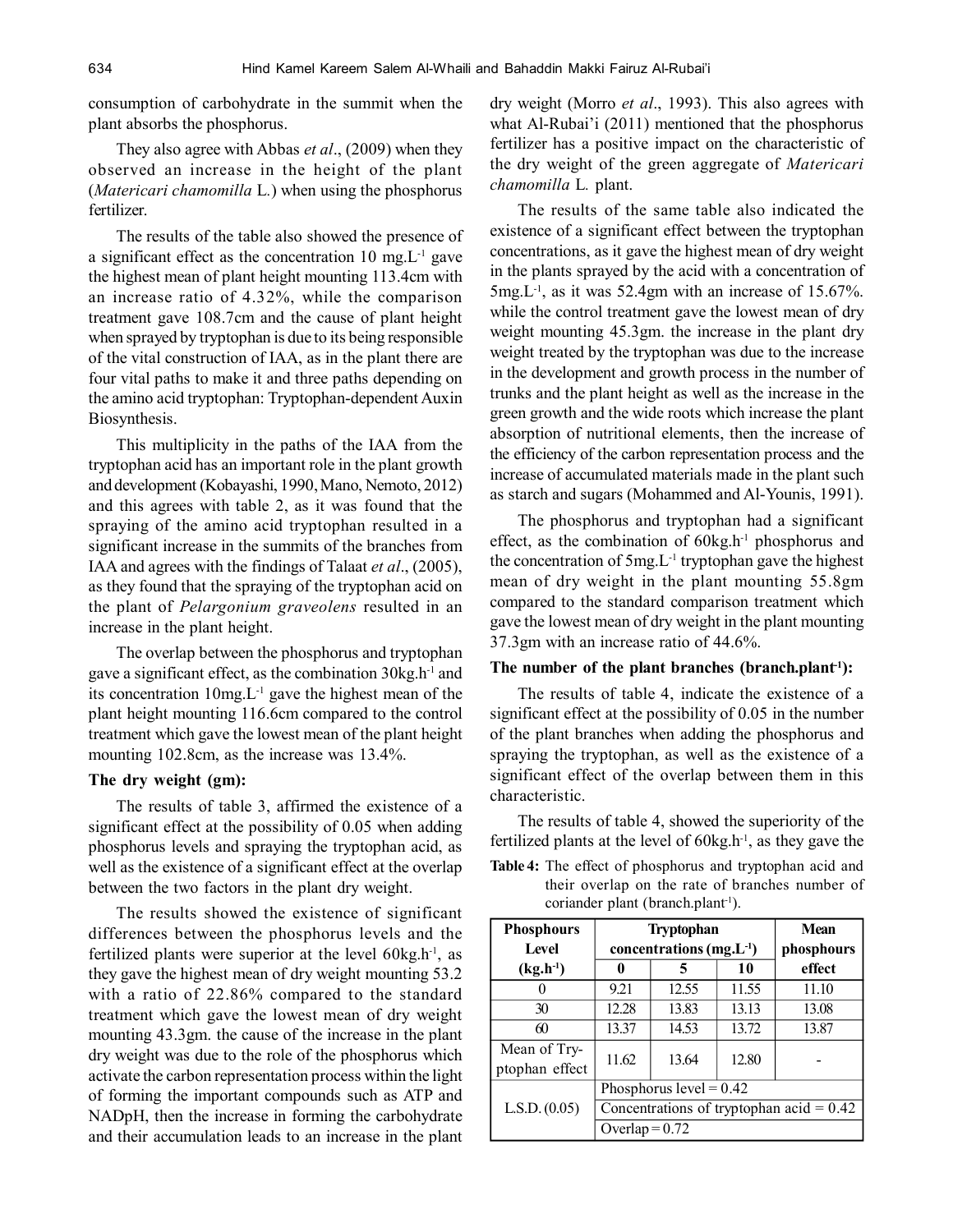consumption of carbohydrate in the summit when the plant absorbs the phosphorus.

They also agree with Abbas *et al*., (2009) when they observed an increase in the height of the plant (*Matericari chamomilla* L.) when using the phosphorus fertilizer.

The results of the table also showed the presence of a significant effect as the concentration 10 mg.L$^{-1}$ gave the highest mean of plant height mounting 113.4cm with an increase ratio of 4.32%, while the comparison treatment gave 108.7cm and the cause of plant height when sprayed by tryptophan is due to its being responsible of the vital construction of IAA, as in the plant there are four vital paths to make it and three paths depending on the amino acid tryptophan: Tryptophan-dependent Auxin Biosynthesis.

This multiplicity in the paths of the IAA from the tryptophan acid has an important role in the plant growth and development (Kobayashi, 1990, Mano, Nemoto, 2012) and this agrees with table 2, as it was found that the spraying of the amino acid tryptophan resulted in a significant increase in the summits of the branches from IAA and agrees with the findings of Talaat *et al*., (2005), as they found that the spraying of the tryptophan acid on the plant of *Pelargonium graveolens* resulted in an increase in the plant height.

The overlap between the phosphorus and tryptophan gave a significant effect, as the combination 30kg.h$^{-1}$ and its concentration 10mg.L$^{-1}$ gave the highest mean of the plant height mounting 116.6cm compared to the control treatment which gave the lowest mean of the plant height mounting 102.8cm, as the increase was 13.4%.

### The dry weight (gm):

The results of table 3, affirmed the existence of a significant effect at the possibility of 0.05 when adding phosphorus levels and spraying the tryptophan acid, as well as the existence of a significant effect at the overlap between the two factors in the plant dry weight.

The results showed the existence of significant differences between the phosphorus levels and the fertilized plants were superior at the level 60kg.h$^{-1}$, as they gave the highest mean of dry weight mounting 53.2 with a ratio of 22.86% compared to the standard treatment which gave the lowest mean of dry weight mounting 43.3gm. the cause of the increase in the plant dry weight was due to the role of the phosphorus which activate the carbon representation process within the light of forming the important compounds such as ATP and NADpH, then the increase in forming the carbohydrate and their accumulation leads to an increase in the plant dry weight (Morro *et al*., 1993). This also agrees with what Al-Rubai'i (2011) mentioned that the phosphorus fertilizer has a positive impact on the characteristic of the dry weight of the green aggregate of *Matericari chamomilla* L. plant.

The results of the same table also indicated the existence of a significant effect between the tryptophan concentrations, as it gave the highest mean of dry weight in the plants sprayed by the acid with a concentration of 5mg.L$^{-1}$, as it was 52.4gm with an increase of 15.67%. while the control treatment gave the lowest mean of dry weight mounting 45.3gm. the increase in the plant dry weight treated by the tryptophan was due to the increase in the development and growth process in the number of trunks and the plant height as well as the increase in the green growth and the wide roots which increase the plant absorption of nutritional elements, then the increase of the efficiency of the carbon representation process and the increase of accumulated materials made in the plant such as starch and sugars (Mohammed and Al-Younis, 1991).

The phosphorus and tryptophan had a significant effect, as the combination of 60kg.h$^{-1}$ phosphorus and the concentration of 5mg.L$^{-1}$ tryptophan gave the highest mean of dry weight in the plant mounting 55.8gm compared to the standard comparison treatment which gave the lowest mean of dry weight in the plant mounting 37.3gm with an increase ratio of 44.6%.

### The number of the plant branches (branch.plant$^{-1}$):

The results of table 4, indicate the existence of a significant effect at the possibility of 0.05 in the number of the plant branches when adding the phosphorus and spraying the tryptophan, as well as the existence of a significant effect of the overlap between them in this characteristic.

The results of table 4, showed the superiority of the fertilized plants at the level of 60kg.h$^{-1}$, as they gave the

**Table 4:** The effect of phosphorus and tryptophan acid and their overlap on the rate of branches number of coriander plant (branch.plant$^{-1}$).

| Phosphours Level (kg.h$^{-1}$) | Tryptophan concentrations (mg.L$^{-1}$) | | | Mean phosphours effect |
|---|---|---|---|---|
| | 0 | 5 | 10 | |
| 0 | 9.21 | 12.55 | 11.55 | 11.10 |
| 30 | 12.28 | 13.83 | 13.13 | 13.08 |
| 60 | 13.37 | 14.53 | 13.72 | 13.87 |
| Mean of Tryptophan effect | 11.62 | 13.64 | 12.80 | - |
| L.S.D. (0.05) | Phosphorus level = 0.42 | | | |
| | Concentrations of tryptophan acid = 0.42 | | | |
| | Overlap = 0.72 | | | |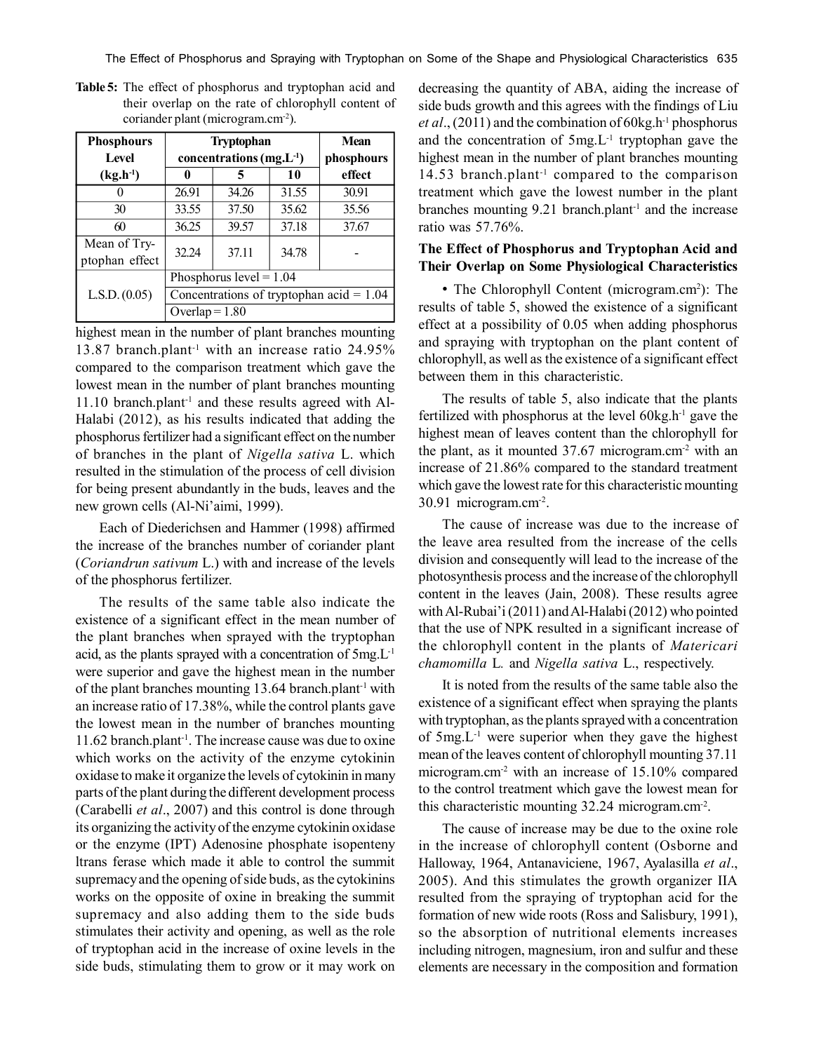**Table 5:** The effect of phosphorus and tryptophan acid and their overlap on the rate of chlorophyll content of coriander plant (microgram.cm$^{-2}$).

| Phosphours Level (kg.h$^{-1}$) | Tryptophan concentrations (mg.L$^{-1}$) | | | Mean phosphours effect |
|---|---|---|---|---|
| | 0 | 5 | 10 | |
| 0 | 26.91 | 34.26 | 31.55 | 30.91 |
| 30 | 33.55 | 37.50 | 35.62 | 35.56 |
| 60 | 36.25 | 39.57 | 37.18 | 37.67 |
| Mean of Tryptophan effect | 32.24 | 37.11 | 34.78 | - |
| L.S.D. (0.05) | Phosphorus level = 1.04 | | | |
| | Concentrations of tryptophan acid = 1.04 | | | |
| | Overlap = 1.80 | | | |

highest mean in the number of plant branches mounting 13.87 branch.plant$^{-1}$ with an increase ratio 24.95% compared to the comparison treatment which gave the lowest mean in the number of plant branches mounting 11.10 branch.plant$^{-1}$ and these results agreed with Al-Halabi (2012), as his results indicated that adding the phosphorus fertilizer had a significant effect on the number of branches in the plant of *Nigella sativa* L. which resulted in the stimulation of the process of cell division for being present abundantly in the buds, leaves and the new grown cells (Al-Ni'aimi, 1999).

Each of Diederichsen and Hammer (1998) affirmed the increase of the branches number of coriander plant (*Coriandrun sativum* L.) with and increase of the levels of the phosphorus fertilizer.

The results of the same table also indicate the existence of a significant effect in the mean number of the plant branches when sprayed with the tryptophan acid, as the plants sprayed with a concentration of 5mg.L$^{-1}$ were superior and gave the highest mean in the number of the plant branches mounting 13.64 branch.plant$^{-1}$ with an increase ratio of 17.38%, while the control plants gave the lowest mean in the number of branches mounting 11.62 branch.plant$^{-1}$. The increase cause was due to oxine which works on the activity of the enzyme cytokinin oxidase to make it organize the levels of cytokinin in many parts of the plant during the different development process (Carabelli *et al*., 2007) and this control is done through its organizing the activity of the enzyme cytokinin oxidase or the enzyme (IPT) Adenosine phosphate isopenteny ltrans ferase which made it able to control the summit supremacy and the opening of side buds, as the cytokinins works on the opposite of oxine in breaking the summit supremacy and also adding them to the side buds stimulates their activity and opening, as well as the role of tryptophan acid in the increase of oxine levels in the side buds, stimulating them to grow or it may work on decreasing the quantity of ABA, aiding the increase of side buds growth and this agrees with the findings of Liu *et al*., (2011) and the combination of 60kg.h$^{-1}$ phosphorus and the concentration of 5mg.L$^{-1}$ tryptophan gave the highest mean in the number of plant branches mounting 14.53 branch.plant$^{-1}$ compared to the comparison treatment which gave the lowest number in the plant branches mounting 9.21 branch.plant$^{-1}$ and the increase ratio was 57.76%.

## The Effect of Phosphorus and Tryptophan Acid and Their Overlap on Some Physiological Characteristics

• The Chlorophyll Content (microgram.cm$^{2}$): The results of table 5, showed the existence of a significant effect at a possibility of 0.05 when adding phosphorus and spraying with tryptophan on the plant content of chlorophyll, as well as the existence of a significant effect between them in this characteristic.

The results of table 5, also indicate that the plants fertilized with phosphorus at the level 60kg.h$^{-1}$ gave the highest mean of leaves content than the chlorophyll for the plant, as it mounted 37.67 microgram.cm$^{-2}$ with an increase of 21.86% compared to the standard treatment which gave the lowest rate for this characteristic mounting 30.91 microgram.cm$^{-2}$.

The cause of increase was due to the increase of the leave area resulted from the increase of the cells division and consequently will lead to the increase of the photosynthesis process and the increase of the chlorophyll content in the leaves (Jain, 2008). These results agree with Al-Rubai'i (2011) and Al-Halabi (2012) who pointed that the use of NPK resulted in a significant increase of the chlorophyll content in the plants of *Matericari chamomilla* L. and *Nigella sativa* L., respectively.

It is noted from the results of the same table also the existence of a significant effect when spraying the plants with tryptophan, as the plants sprayed with a concentration of 5mg.L$^{-1}$ were superior when they gave the highest mean of the leaves content of chlorophyll mounting 37.11 microgram.cm$^{-2}$ with an increase of 15.10% compared to the control treatment which gave the lowest mean for this characteristic mounting 32.24 microgram.cm$^{-2}$.

The cause of increase may be due to the oxine role in the increase of chlorophyll content (Osborne and Halloway, 1964, Antanaviciene, 1967, Ayalasilla *et al*., 2005). And this stimulates the growth organizer IIA resulted from the spraying of tryptophan acid for the formation of new wide roots (Ross and Salisbury, 1991), so the absorption of nutritional elements increases including nitrogen, magnesium, iron and sulfur and these elements are necessary in the composition and formation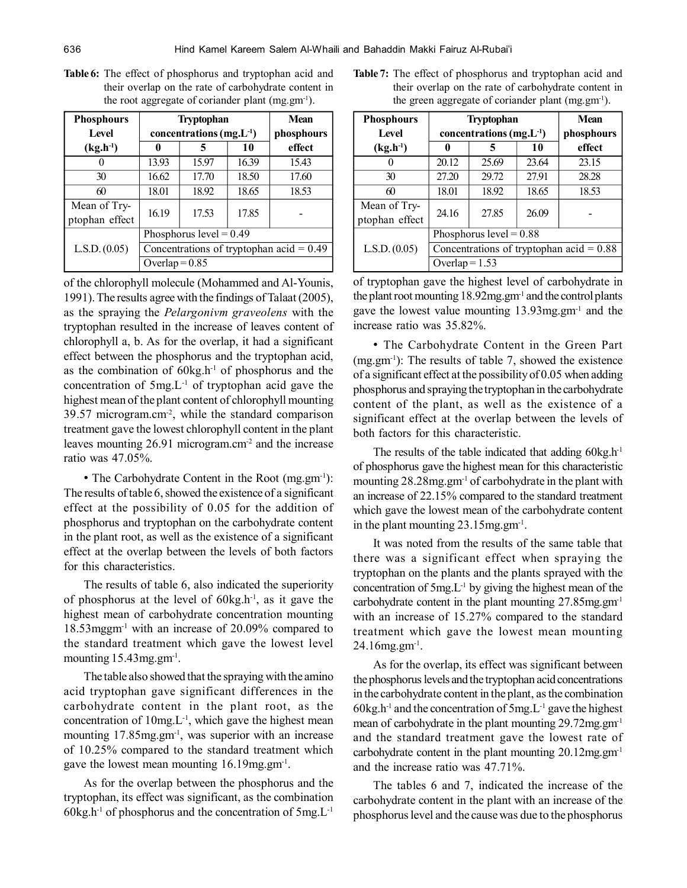**Table 6:** The effect of phosphorus and tryptophan acid and their overlap on the rate of carbohydrate content in the root aggregate of coriander plant (mg.gm$^{-1}$).

| Phosphours Level (kg.h$^{-1}$) | Tryptophan concentrations (mg.L$^{-1}$) | | | Mean phosphours effect |
|---|---|---|---|---|
| | 0 | 5 | 10 | |
| 0 | 13.93 | 15.97 | 16.39 | 15.43 |
| 30 | 16.62 | 17.70 | 18.50 | 17.60 |
| 60 | 18.01 | 18.92 | 18.65 | 18.53 |
| Mean of Tryptophan effect | 16.19 | 17.53 | 17.85 | - |
| L.S.D. (0.05) | Phosphorus level = 0.49 | | | |
| | Concentrations of tryptophan acid = 0.49 | | | |
| | Overlap = 0.85 | | | |

of the chlorophyll molecule (Mohammed and Al-Younis, 1991). The results agree with the findings of Talaat (2005), as the spraying the *Pelargonivm graveolens* with the tryptophan resulted in the increase of leaves content of chlorophyll a, b. As for the overlap, it had a significant effect between the phosphorus and the tryptophan acid, as the combination of 60kg.h$^{-1}$ of phosphorus and the concentration of 5mg.L$^{-1}$ of tryptophan acid gave the highest mean of the plant content of chlorophyll mounting 39.57 microgram.cm$^{-2}$, while the standard comparison treatment gave the lowest chlorophyll content in the plant leaves mounting 26.91 microgram.cm$^{-2}$ and the increase ratio was 47.05%.

• The Carbohydrate Content in the Root (mg.gm$^{-1}$): The results of table 6, showed the existence of a significant effect at the possibility of 0.05 for the addition of phosphorus and tryptophan on the carbohydrate content in the plant root, as well as the existence of a significant effect at the overlap between the levels of both factors for this characteristics.

The results of table 6, also indicated the superiority of phosphorus at the level of 60kg.h$^{-1}$, as it gave the highest mean of carbohydrate concentration mounting 18.53mggm$^{-1}$ with an increase of 20.09% compared to the standard treatment which gave the lowest level mounting 15.43mg.gm$^{-1}$.

The table also showed that the spraying with the amino acid tryptophan gave significant differences in the carbohydrate content in the plant root, as the concentration of 10mg.L$^{-1}$, which gave the highest mean mounting 17.85mg.gm$^{-1}$, was superior with an increase of 10.25% compared to the standard treatment which gave the lowest mean mounting 16.19mg.gm$^{-1}$.

As for the overlap between the phosphorus and the tryptophan, its effect was significant, as the combination 60kg.h$^{-1}$ of phosphorus and the concentration of 5mg.L$^{-1}$ of tryptophan gave the highest level of carbohydrate in the plant root mounting 18.92mg.gm$^{-1}$ and the control plants gave the lowest value mounting 13.93mg.gm$^{-1}$ and the increase ratio was 35.82%.

**Table 7:** The effect of phosphorus and tryptophan acid and their overlap on the rate of carbohydrate content in the green aggregate of coriander plant (mg.gm$^{-1}$).

| Phosphours Level (kg.h$^{-1}$) | Tryptophan concentrations (mg.L$^{-1}$) | | | Mean phosphours effect |
|---|---|---|---|---|
| | 0 | 5 | 10 | |
| 0 | 20.12 | 25.69 | 23.64 | 23.15 |
| 30 | 27.20 | 29.72 | 27.91 | 28.28 |
| 60 | 18.01 | 18.92 | 18.65 | 18.53 |
| Mean of Tryptophan effect | 24.16 | 27.85 | 26.09 | - |
| L.S.D. (0.05) | Phosphorus level = 0.88 | | | |
| | Concentrations of tryptophan acid = 0.88 | | | |
| | Overlap = 1.53 | | | |

• The Carbohydrate Content in the Green Part (mg.gm$^{-1}$): The results of table 7, showed the existence of a significant effect at the possibility of 0.05 when adding phosphorus and spraying the tryptophan in the carbohydrate content of the plant, as well as the existence of a significant effect at the overlap between the levels of both factors for this characteristic.

The results of the table indicated that adding 60kg.h$^{-1}$ of phosphorus gave the highest mean for this characteristic mounting 28.28mg.gm$^{-1}$ of carbohydrate in the plant with an increase of 22.15% compared to the standard treatment which gave the lowest mean of the carbohydrate content in the plant mounting 23.15mg.gm$^{-1}$.

It was noted from the results of the same table that there was a significant effect when spraying the tryptophan on the plants and the plants sprayed with the concentration of 5mg.L$^{-1}$ by giving the highest mean of the carbohydrate content in the plant mounting 27.85mg.gm$^{-1}$ with an increase of 15.27% compared to the standard treatment which gave the lowest mean mounting 24.16mg.gm$^{-1}$.

As for the overlap, its effect was significant between the phosphorus levels and the tryptophan acid concentrations in the carbohydrate content in the plant, as the combination 60kg.h$^{-1}$ and the concentration of 5mg.L$^{-1}$ gave the highest mean of carbohydrate in the plant mounting 29.72mg.gm$^{-1}$ and the standard treatment gave the lowest rate of carbohydrate content in the plant mounting 20.12mg.gm$^{-1}$ and the increase ratio was 47.71%.

The tables 6 and 7, indicated the increase of the carbohydrate content in the plant with an increase of the phosphorus level and the cause was due to the phosphorus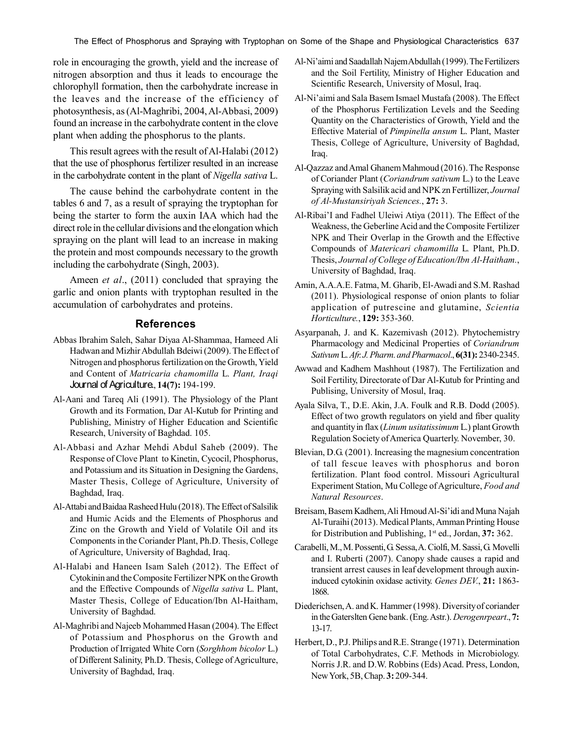role in encouraging the growth, yield and the increase of nitrogen absorption and thus it leads to encourage the chlorophyll formation, then the carbohydrate increase in the leaves and the increase of the efficiency of photosynthesis, as (Al-Maghribi, 2004, Al-Abbasi, 2009) found an increase in the carbohydrate content in the clove plant when adding the phosphorus to the plants.

This result agrees with the result of Al-Halabi (2012) that the use of phosphorus fertilizer resulted in an increase in the carbohydrate content in the plant of *Nigella sativa* L.

The cause behind the carbohydrate content in the tables 6 and 7, as a result of spraying the tryptophan for being the starter to form the auxin IAA which had the direct role in the cellular divisions and the elongation which spraying on the plant will lead to an increase in making the protein and most compounds necessary to the growth including the carbohydrate (Singh, 2003).

Ameen *et al*., (2011) concluded that spraying the garlic and onion plants with tryptophan resulted in the accumulation of carbohydrates and proteins.

## References

Abbas Ibrahim Saleh, Sahar Diyaa Al-Shammaa, Hameed Ali Hadwan and Mizhir Abdullah Bdeiwi (2009). The Effect of Nitrogen and phosphorus fertilization on the Growth, Yield and Content of *Matricaria chamomilla* L. *Plant, Iraqi Journal of Agriculture.*, **14(7):** 194-199.

Al-Aani and Tareq Ali (1991). The Physiology of the Plant Growth and its Formation, Dar Al-Kutub for Printing and Publishing, Ministry of Higher Education and Scientific Research, University of Baghdad. 105.

Al-Abbasi and Azhar Mehdi Abdul Saheb (2009). The Response of Clove Plant to Kinetin, Cycocil, Phosphorus, and Potassium and its Situation in Designing the Gardens, Master Thesis, College of Agriculture, University of Baghdad, Iraq.

Al-Attabi and Baidaa Rasheed Hulu (2018). The Effect of Salsilik and Humic Acids and the Elements of Phosphorus and Zinc on the Growth and Yield of Volatile Oil and its Components in the Coriander Plant, Ph.D. Thesis, College of Agriculture, University of Baghdad, Iraq.

Al-Halabi and Haneen Isam Saleh (2012). The Effect of Cytokinin and the Composite Fertilizer NPK on the Growth and the Effective Compounds of *Nigella sativa* L. Plant, Master Thesis, College of Education/Ibn Al-Haitham, University of Baghdad.

Al-Maghribi and Najeeb Mohammed Hasan (2004). The Effect of Potassium and Phosphorus on the Growth and Production of Irrigated White Corn (*Sorghhom bicolor* L.) of Different Salinity, Ph.D. Thesis, College of Agriculture, University of Baghdad, Iraq.

Al-Ni'aimi and Saadallah Najem Abdullah (1999). The Fertilizers and the Soil Fertility, Ministry of Higher Education and Scientific Research, University of Mosul, Iraq.

Al-Ni'aimi and Sala Basem Ismael Mustafa (2008). The Effect of the Phosphorus Fertilization Levels and the Seeding Quantity on the Characteristics of Growth, Yield and the Effective Material of *Pimpinella ansum* L. Plant, Master Thesis, College of Agriculture, University of Baghdad, Iraq.

Al-Qazzaz and Amal Ghanem Mahmoud (2016). The Response of Coriander Plant (*Coriandrum sativum* L.) to the Leave Spraying with Salsilik acid and NPK zn Fertillizer, *Journal of Al-Mustansiriyah Sciences.*, **27:** 3.

Al-Ribai'I and Fadhel Uleiwi Atiya (2011). The Effect of the Weakness, the Geberline Acid and the Composite Fertilizer NPK and Their Overlap in the Growth and the Effective Compounds of *Matericari chamomilla* L. Plant, Ph.D. Thesis, *Journal of College of Education/Ibn Al-Haitham.*, University of Baghdad, Iraq.

Amin, A.A.A.E. Fatma, M. Gharib, El-Awadi and S.M. Rashad (2011). Physiological response of onion plants to foliar application of putrescine and glutamine, *Scientia Horticulture.*, **129:** 353-360.

Asyarpanah, J. and K. Kazemivash (2012). Phytochemistry Pharmacology and Medicinal Properties of *Coriandrum Sativum* L. *Afr. J. Pharm. and Pharmacol.*, **6(31):** 2340-2345.

Awwad and Kadhem Mashhout (1987). The Fertilization and Soil Fertility, Directorate of Dar Al-Kutub for Printing and Publising, University of Mosul, Iraq.

Ayala Silva, T., D.E. Akin, J.A. Foulk and R.B. Dodd (2005). Effect of two growth regulators on yield and fiber quality and quantity in flax (*Linum usitatissimum* L.) plant Growth Regulation Society of America Quarterly. November, 30.

Blevian, D.G. (2001). Increasing the magnesium concentration of tall fescue leaves with phosphorus and boron fertilization. Plant food control. Missouri Agricultural Experiment Station, Mu College of Agriculture, *Food and Natural Resources*.

Breisam, Basem Kadhem, Ali Hmoud Al-Si'idi and Muna Najah Al-Turaihi (2013). Medical Plants, Amman Printing House for Distribution and Publishing, 1st ed., Jordan, **37:** 362.

Carabelli, M., M. Possenti, G. Sessa, A. Ciolfi, M. Sassi, G. Movelli and I. Ruberti (2007). Canopy shade causes a rapid and transient arrest causes in leaf development through auxin-induced cytokinin oxidase activity. *Genes DEV.*, **21:** 1863-1868.

Diederichsen, A. and K. Hammer (1998). Diversity of coriander in the Gaterslten Gene bank. (Eng. Astr.). *Derogenrpeart*., **7:** 13-17.

Herbert, D., P.J. Philips and R.E. Strange (1971). Determination of Total Carbohydrates, C.F. Methods in Microbiology. Norris J.R. and D.W. Robbins (Eds) Acad. Press, London, New York, 5B, Chap. **3:** 209-344.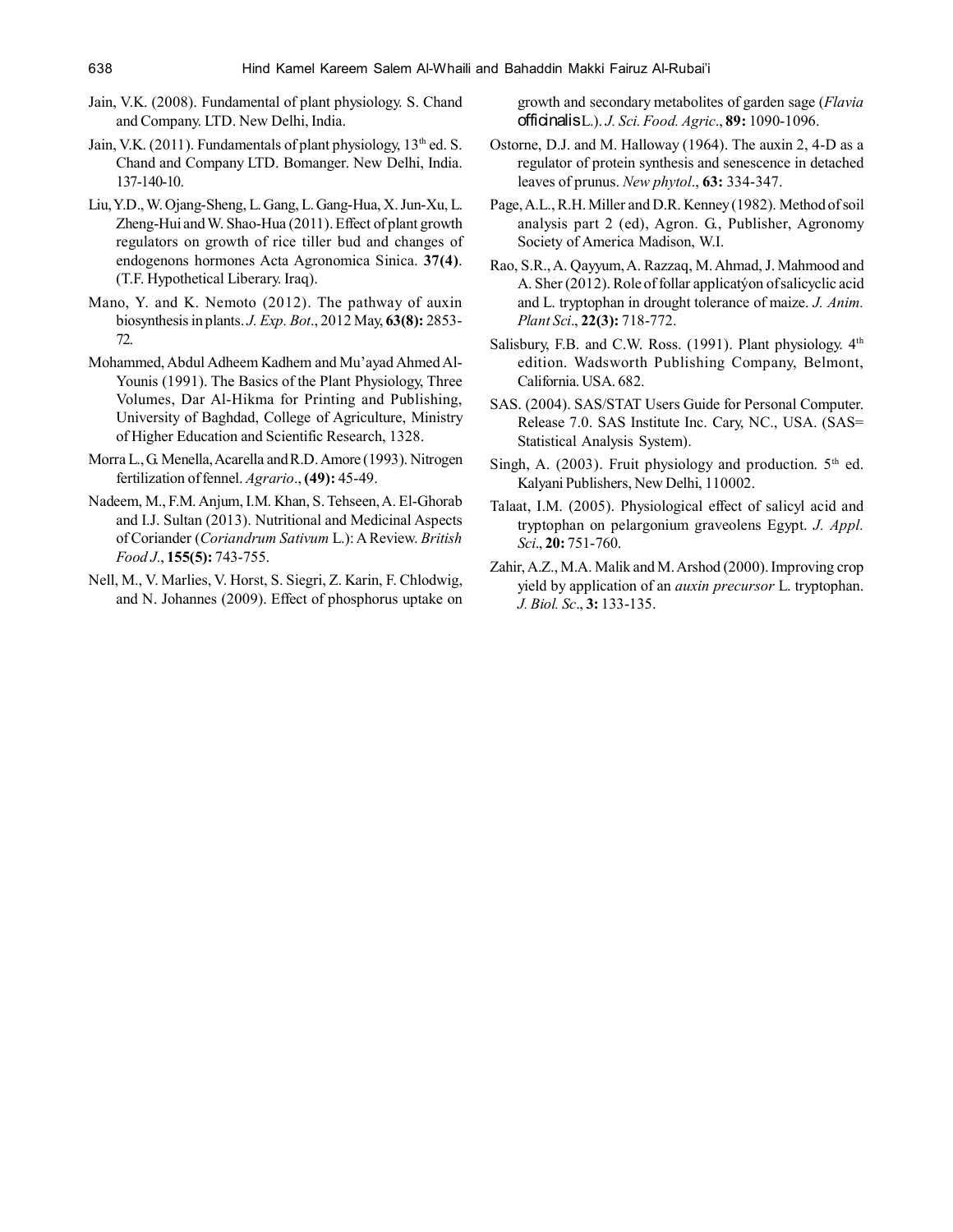Jain, V.K. (2008). Fundamental of plant physiology. S. Chand and Company. LTD. New Delhi, India.

Jain, V.K. (2011). Fundamentals of plant physiology, 13th ed. S. Chand and Company LTD. Bomanger. New Delhi, India. 137-140-10.

Liu, Y.D., W. Ojang-Sheng, L. Gang, L. Gang-Hua, X. Jun-Xu, L. Zheng-Hui and W. Shao-Hua (2011). Effect of plant growth regulators on growth of rice tiller bud and changes of endogenons hormones Acta Agronomica Sinica. **37(4)**. (T.F. Hypothetical Liberary. Iraq).

Mano, Y. and K. Nemoto (2012). The pathway of auxin biosynthesis in plants. *J. Exp. Bot*., 2012 May, **63(8):** 2853-72.

Mohammed, Abdul Adheem Kadhem and Mu'ayad Ahmed Al-Younis (1991). The Basics of the Plant Physiology, Three Volumes, Dar Al-Hikma for Printing and Publishing, University of Baghdad, College of Agriculture, Ministry of Higher Education and Scientific Research, 1328.

Morra L., G. Menella, Acarella and R.D. Amore (1993). Nitrogen fertilization of fennel. *Agrario*., **(49):** 45-49.

Nadeem, M., F.M. Anjum, I.M. Khan, S. Tehseen, A. El-Ghorab and I.J. Sultan (2013). Nutritional and Medicinal Aspects of Coriander (*Coriandrum Sativum* L.): A Review. *British Food J*., **155(5):** 743-755.

Nell, M., V. Marlies, V. Horst, S. Siegri, Z. Karin, F. Chlodwig, and N. Johannes (2009). Effect of phosphorus uptake on growth and secondary metabolites of garden sage (*Flavia officinalis* L.). *J. Sci. Food. Agric*., **89:** 1090-1096.

Ostorne, D.J. and M. Halloway (1964). The auxin 2, 4-D as a regulator of protein synthesis and senescence in detached leaves of prunus. *New phytol*., **63:** 334-347.

Page, A.L., R.H. Miller and D.R. Kenney (1982). Method of soil analysis part 2 (ed), Agron. G., Publisher, Agronomy Society of America Madison, W.I.

Rao, S.R., A. Qayyum, A. Razzaq, M. Ahmad, J. Mahmood and A. Sher (2012). Role of follar applicatýon of salicyclic acid and L. tryptophan in drought tolerance of maize. *J. Anim. Plant Sci*., **22(3):** 718-772.

Salisbury, F.B. and C.W. Ross. (1991). Plant physiology. 4th edition. Wadsworth Publishing Company, Belmont, California. USA. 682.

SAS. (2004). SAS/STAT Users Guide for Personal Computer. Release 7.0. SAS Institute Inc. Cary, NC., USA. (SAS= Statistical Analysis System).

Singh, A. (2003). Fruit physiology and production. 5th ed. Kalyani Publishers, New Delhi, 110002.

Talaat, I.M. (2005). Physiological effect of salicyl acid and tryptophan on pelargonium graveolens Egypt. *J. Appl. Sci*., **20:** 751-760.

Zahir, A.Z., M.A. Malik and M. Arshod (2000). Improving crop yield by application of an *auxin precursor* L. tryptophan. *J. Biol. Sc*., **3:** 133-135.